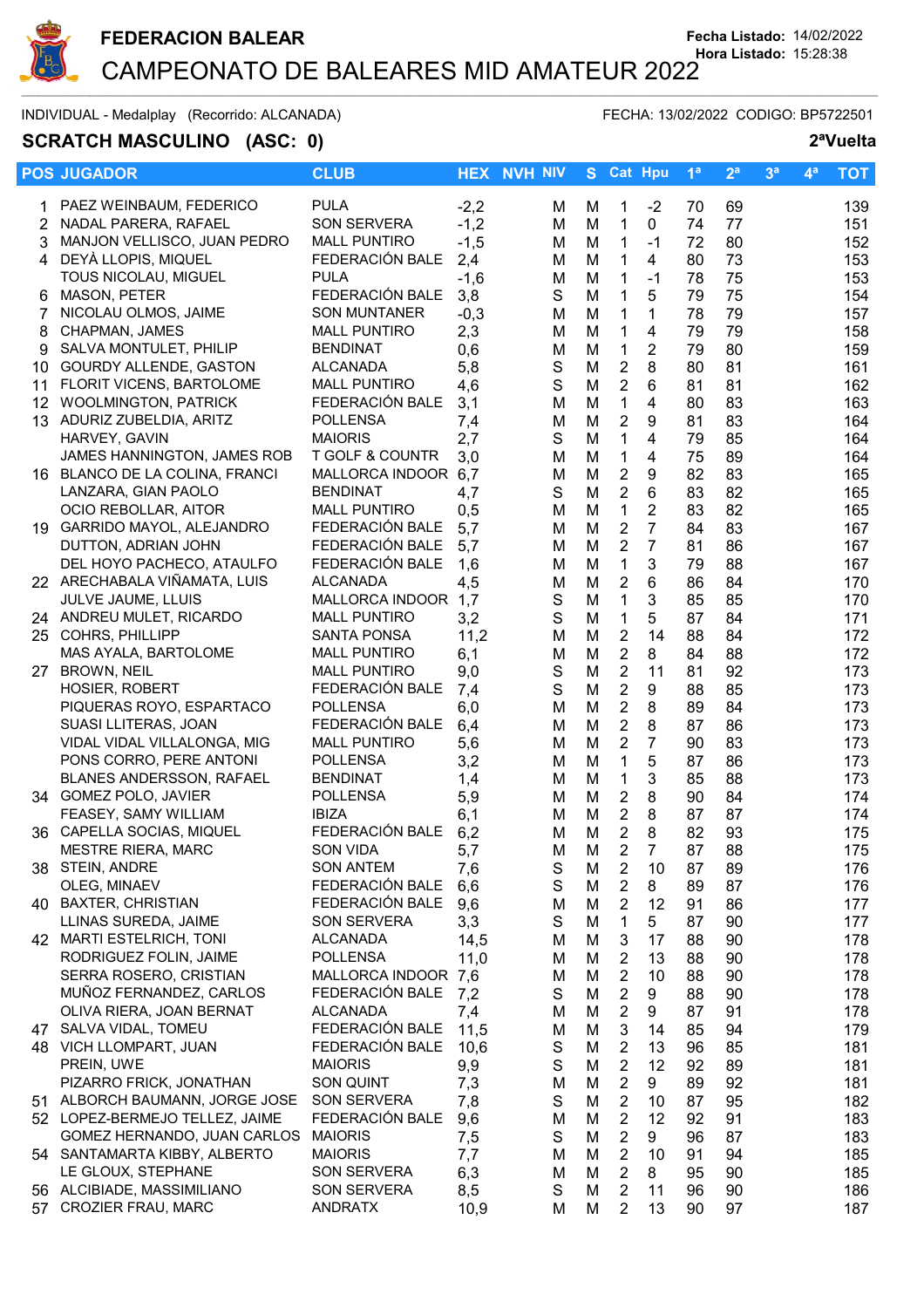# FEDERACION BALEAR

## CAMPEONATO DE BALEARES MID AMATEUR 2022

Fecha Listado: 14/02/2022
Hora Listado: 15:28:38

INDIVIDUAL - Medalplay (Recorrido: ALCANADA) FECHA: 13/02/2022 CODIGO: BP5722501

### SCRATCH MASCULINO (ASC: 0)

2ªVuelta

| POS | JUGADOR | CLUB | HEX | NVH | NIV | S | Cat | Hpu | 1ª | 2ª | 3ª | 4ª | TOT |
|---|---|---|---|---|---|---|---|---|---|---|---|---|---|
| 1 | PAEZ WEINBAUM, FEDERICO | PULA | -2,2 | | M | M | 1 | -2 | 70 | 69 | | | 139 |
| 2 | NADAL PARERA, RAFAEL | SON SERVERA | -1,2 | | M | M | 1 | 0 | 74 | 77 | | | 151 |
| 3 | MANJON VELLISCO, JUAN PEDRO | MALL PUNTIRO | -1,5 | | M | M | 1 | -1 | 72 | 80 | | | 152 |
| 4 | DEYÀ LLOPIS, MIQUEL | FEDERACIÓN BALE | 2,4 | | M | M | 1 | 4 | 80 | 73 | | | 153 |
| | TOUS NICOLAU, MIGUEL | PULA | -1,6 | | M | M | 1 | -1 | 78 | 75 | | | 153 |
| 6 | MASON, PETER | FEDERACIÓN BALE | 3,8 | | S | M | 1 | 5 | 79 | 75 | | | 154 |
| 7 | NICOLAU OLMOS, JAIME | SON MUNTANER | -0,3 | | M | M | 1 | 1 | 78 | 79 | | | 157 |
| 8 | CHAPMAN, JAMES | MALL PUNTIRO | 2,3 | | M | M | 1 | 4 | 79 | 79 | | | 158 |
| 9 | SALVA MONTULET, PHILIP | BENDINAT | 0,6 | | M | M | 1 | 2 | 79 | 80 | | | 159 |
| 10 | GOURDY ALLENDE, GASTON | ALCANADA | 5,8 | | S | M | 2 | 8 | 80 | 81 | | | 161 |
| 11 | FLORIT VICENS, BARTOLOME | MALL PUNTIRO | 4,6 | | S | M | 2 | 6 | 81 | 81 | | | 162 |
| 12 | WOOLMINGTON, PATRICK | FEDERACIÓN BALE | 3,1 | | M | M | 1 | 4 | 80 | 83 | | | 163 |
| 13 | ADURIZ ZUBELDIA, ARITZ | POLLENSA | 7,4 | | M | M | 2 | 9 | 81 | 83 | | | 164 |
| | HARVEY, GAVIN | MAIORIS | 2,7 | | S | M | 1 | 4 | 79 | 85 | | | 164 |
| | JAMES HANNINGTON, JAMES ROB | T GOLF & COUNTR | 3,0 | | M | M | 1 | 4 | 75 | 89 | | | 164 |
| 16 | BLANCO DE LA COLINA, FRANCI | MALLORCA INDOOR | 6,7 | | M | M | 2 | 9 | 82 | 83 | | | 165 |
| | LANZARA, GIAN PAOLO | BENDINAT | 4,7 | | S | M | 2 | 6 | 83 | 82 | | | 165 |
| | OCIO REBOLLAR, AITOR | MALL PUNTIRO | 0,5 | | M | M | 1 | 2 | 83 | 82 | | | 165 |
| 19 | GARRIDO MAYOL, ALEJANDRO | FEDERACIÓN BALE | 5,7 | | M | M | 2 | 7 | 84 | 83 | | | 167 |
| | DUTTON, ADRIAN JOHN | FEDERACIÓN BALE | 5,7 | | M | M | 2 | 7 | 81 | 86 | | | 167 |
| | DEL HOYO PACHECO, ATAULFO | FEDERACIÓN BALE | 1,6 | | M | M | 1 | 3 | 79 | 88 | | | 167 |
| 22 | ARECHABALA VIÑAMATA, LUIS | ALCANADA | 4,5 | | M | M | 2 | 6 | 86 | 84 | | | 170 |
| | JULVE JAUME, LLUIS | MALLORCA INDOOR | 1,7 | | S | M | 1 | 3 | 85 | 85 | | | 170 |
| 24 | ANDREU MULET, RICARDO | MALL PUNTIRO | 3,2 | | S | M | 1 | 5 | 87 | 84 | | | 171 |
| 25 | COHRS, PHILLIPP | SANTA PONSA | 11,2 | | M | M | 2 | 14 | 88 | 84 | | | 172 |
| | MAS AYALA, BARTOLOME | MALL PUNTIRO | 6,1 | | M | M | 2 | 8 | 84 | 88 | | | 172 |
| 27 | BROWN, NEIL | MALL PUNTIRO | 9,0 | | S | M | 2 | 11 | 81 | 92 | | | 173 |
| | HOSIER, ROBERT | FEDERACIÓN BALE | 7,4 | | S | M | 2 | 9 | 88 | 85 | | | 173 |
| | PIQUERAS ROYO, ESPARTACO | POLLENSA | 6,0 | | M | M | 2 | 8 | 89 | 84 | | | 173 |
| | SUASI LLITERAS, JOAN | FEDERACIÓN BALE | 6,4 | | M | M | 2 | 8 | 87 | 86 | | | 173 |
| | VIDAL VIDAL VILLALONGA, MIG | MALL PUNTIRO | 5,6 | | M | M | 2 | 7 | 90 | 83 | | | 173 |
| | PONS CORRO, PERE ANTONI | POLLENSA | 3,2 | | M | M | 1 | 5 | 87 | 86 | | | 173 |
| | BLANES ANDERSSON, RAFAEL | BENDINAT | 1,4 | | M | M | 1 | 3 | 85 | 88 | | | 173 |
| 34 | GOMEZ POLO, JAVIER | POLLENSA | 5,9 | | M | M | 2 | 8 | 90 | 84 | | | 174 |
| | FEASEY, SAMY WILLIAM | IBIZA | 6,1 | | M | M | 2 | 8 | 87 | 87 | | | 174 |
| 36 | CAPELLA SOCIAS, MIQUEL | FEDERACIÓN BALE | 6,2 | | M | M | 2 | 8 | 82 | 93 | | | 175 |
| | MESTRE RIERA, MARC | SON VIDA | 5,7 | | M | M | 2 | 7 | 87 | 88 | | | 175 |
| 38 | STEIN, ANDRE | SON ANTEM | 7,6 | | S | M | 2 | 10 | 87 | 89 | | | 176 |
| | OLEG, MINAEV | FEDERACIÓN BALE | 6,6 | | S | M | 2 | 8 | 89 | 87 | | | 176 |
| 40 | BAXTER, CHRISTIAN | FEDERACIÓN BALE | 9,6 | | M | M | 2 | 12 | 91 | 86 | | | 177 |
| | LLINAS SUREDA, JAIME | SON SERVERA | 3,3 | | S | M | 1 | 5 | 87 | 90 | | | 177 |
| 42 | MARTI ESTELRICH, TONI | ALCANADA | 14,5 | | M | M | 3 | 17 | 88 | 90 | | | 178 |
| | RODRIGUEZ FOLIN, JAIME | POLLENSA | 11,0 | | M | M | 2 | 13 | 88 | 90 | | | 178 |
| | SERRA ROSERO, CRISTIAN | MALLORCA INDOOR | 7,6 | | M | M | 2 | 10 | 88 | 90 | | | 178 |
| | MUÑOZ FERNANDEZ, CARLOS | FEDERACIÓN BALE | 7,2 | | S | M | 2 | 9 | 88 | 90 | | | 178 |
| | OLIVA RIERA, JOAN BERNAT | ALCANADA | 7,4 | | M | M | 2 | 9 | 87 | 91 | | | 178 |
| 47 | SALVA VIDAL, TOMEU | FEDERACIÓN BALE | 11,5 | | M | M | 3 | 14 | 85 | 94 | | | 179 |
| 48 | VICH LLOMPART, JUAN | FEDERACIÓN BALE | 10,6 | | S | M | 2 | 13 | 96 | 85 | | | 181 |
| | PREIN, UWE | MAIORIS | 9,9 | | S | M | 2 | 12 | 92 | 89 | | | 181 |
| | PIZARRO FRICK, JONATHAN | SON QUINT | 7,3 | | M | M | 2 | 9 | 89 | 92 | | | 181 |
| 51 | ALBORCH BAUMANN, JORGE JOSE | SON SERVERA | 7,8 | | S | M | 2 | 10 | 87 | 95 | | | 182 |
| 52 | LOPEZ-BERMEJO TELLEZ, JAIME | FEDERACIÓN BALE | 9,6 | | M | M | 2 | 12 | 92 | 91 | | | 183 |
| | GOMEZ HERNANDO, JUAN CARLOS | MAIORIS | 7,5 | | S | M | 2 | 9 | 96 | 87 | | | 183 |
| 54 | SANTAMARTA KIBBY, ALBERTO | MAIORIS | 7,7 | | M | M | 2 | 10 | 91 | 94 | | | 185 |
| | LE GLOUX, STEPHANE | SON SERVERA | 6,3 | | M | M | 2 | 8 | 95 | 90 | | | 185 |
| 56 | ALCIBIADE, MASSIMILIANO | SON SERVERA | 8,5 | | S | M | 2 | 11 | 96 | 90 | | | 186 |
| 57 | CROZIER FRAU, MARC | ANDRATX | 10,9 | | M | M | 2 | 13 | 90 | 97 | | | 187 |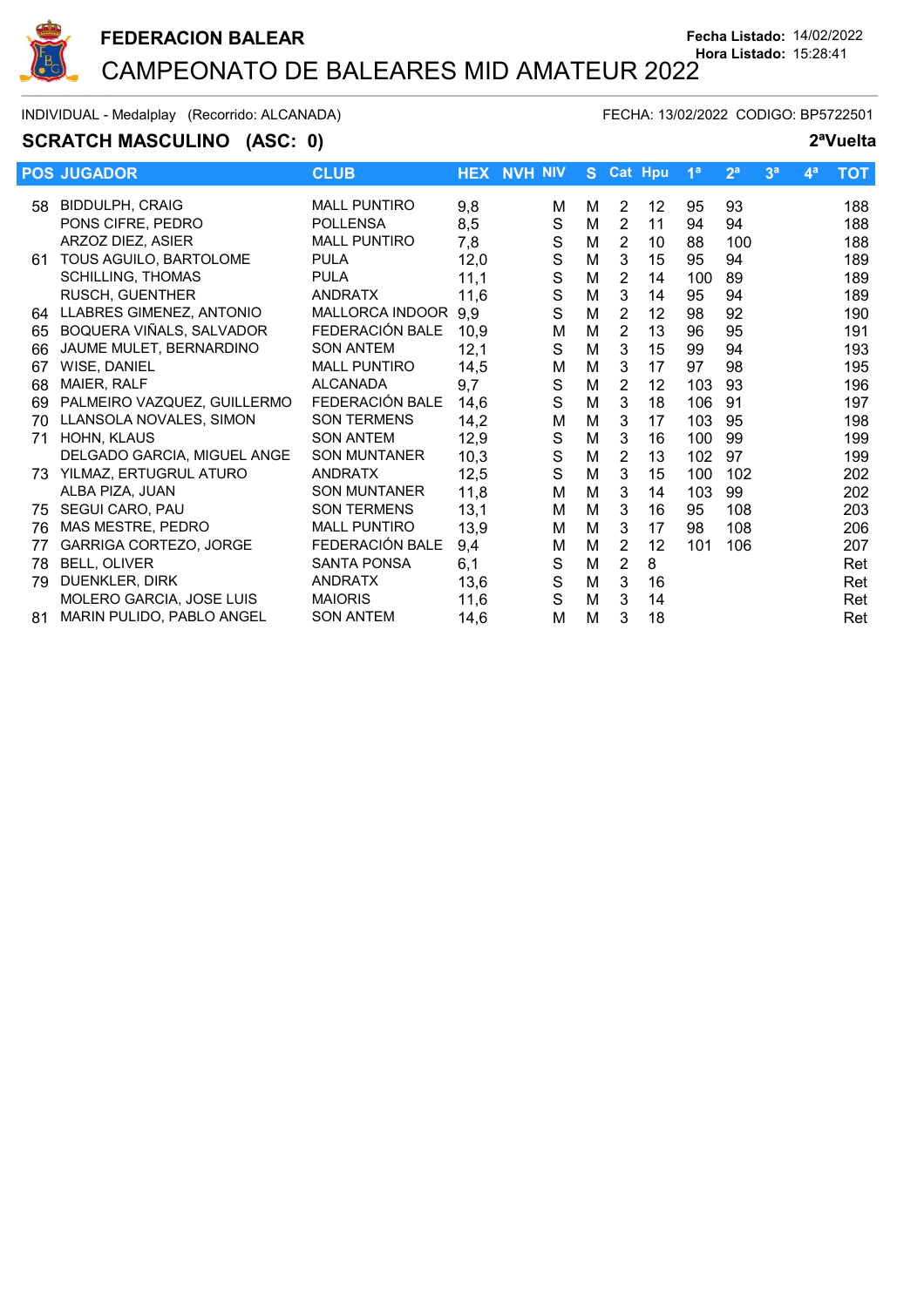**FEDERACION BALEAR**

# CAMPEONATO DE BALEARES MID AMATEUR 2022

Fecha Listado: 14/02/2022
Hora Listado: 15:28:41

INDIVIDUAL - Medalplay (Recorrido: ALCANADA) FECHA: 13/02/2022 CODIGO: BP5722501

## SCRATCH MASCULINO (ASC: 0)

2ªVuelta

| POS | JUGADOR | CLUB | HEX | NVH | NIV | S | Cat | Hpu | 1ª | 2ª | 3ª | 4ª | TOT |
|---|---|---|---|---|---|---|---|---|---|---|---|---|---|
| 58 | BIDDULPH, CRAIG | MALL PUNTIRO | 9,8 | | M | M | 2 | 12 | 95 | 93 | | | 188 |
| | PONS CIFRE, PEDRO | POLLENSA | 8,5 | | S | M | 2 | 11 | 94 | 94 | | | 188 |
| | ARZOZ DIEZ, ASIER | MALL PUNTIRO | 7,8 | | S | M | 2 | 10 | 88 | 100 | | | 188 |
| 61 | TOUS AGUILO, BARTOLOME | PULA | 12,0 | | S | M | 3 | 15 | 95 | 94 | | | 189 |
| | SCHILLING, THOMAS | PULA | 11,1 | | S | M | 2 | 14 | 100 | 89 | | | 189 |
| | RUSCH, GUENTHER | ANDRATX | 11,6 | | S | M | 3 | 14 | 95 | 94 | | | 189 |
| 64 | LLABRES GIMENEZ, ANTONIO | MALLORCA INDOOR | 9,9 | | S | M | 2 | 12 | 98 | 92 | | | 190 |
| 65 | BOQUERA VIÑALS, SALVADOR | FEDERACIÓN BALE | 10,9 | | M | M | 2 | 13 | 96 | 95 | | | 191 |
| 66 | JAUME MULET, BERNARDINO | SON ANTEM | 12,1 | | S | M | 3 | 15 | 99 | 94 | | | 193 |
| 67 | WISE, DANIEL | MALL PUNTIRO | 14,5 | | M | M | 3 | 17 | 97 | 98 | | | 195 |
| 68 | MAIER, RALF | ALCANADA | 9,7 | | S | M | 2 | 12 | 103 | 93 | | | 196 |
| 69 | PALMEIRO VAZQUEZ, GUILLERMO | FEDERACIÓN BALE | 14,6 | | S | M | 3 | 18 | 106 | 91 | | | 197 |
| 70 | LLANSOLA NOVALES, SIMON | SON TERMENS | 14,2 | | M | M | 3 | 17 | 103 | 95 | | | 198 |
| 71 | HOHN, KLAUS | SON ANTEM | 12,9 | | S | M | 3 | 16 | 100 | 99 | | | 199 |
| | DELGADO GARCIA, MIGUEL ANGE | SON MUNTANER | 10,3 | | S | M | 2 | 13 | 102 | 97 | | | 199 |
| 73 | YILMAZ, ERTUGRUL ATURO | ANDRATX | 12,5 | | S | M | 3 | 15 | 100 | 102 | | | 202 |
| | ALBA PIZA, JUAN | SON MUNTANER | 11,8 | | M | M | 3 | 14 | 103 | 99 | | | 202 |
| 75 | SEGUI CARO, PAU | SON TERMENS | 13,1 | | M | M | 3 | 16 | 95 | 108 | | | 203 |
| 76 | MAS MESTRE, PEDRO | MALL PUNTIRO | 13,9 | | M | M | 3 | 17 | 98 | 108 | | | 206 |
| 77 | GARRIGA CORTEZO, JORGE | FEDERACIÓN BALE | 9,4 | | M | M | 2 | 12 | 101 | 106 | | | 207 |
| 78 | BELL, OLIVER | SANTA PONSA | 6,1 | | S | M | 2 | 8 | | | | | Ret |
| 79 | DUENKLER, DIRK | ANDRATX | 13,6 | | S | M | 3 | 16 | | | | | Ret |
| | MOLERO GARCIA, JOSE LUIS | MAIORIS | 11,6 | | S | M | 3 | 14 | | | | | Ret |
| 81 | MARIN PULIDO, PABLO ANGEL | SON ANTEM | 14,6 | | M | M | 3 | 18 | | | | | Ret |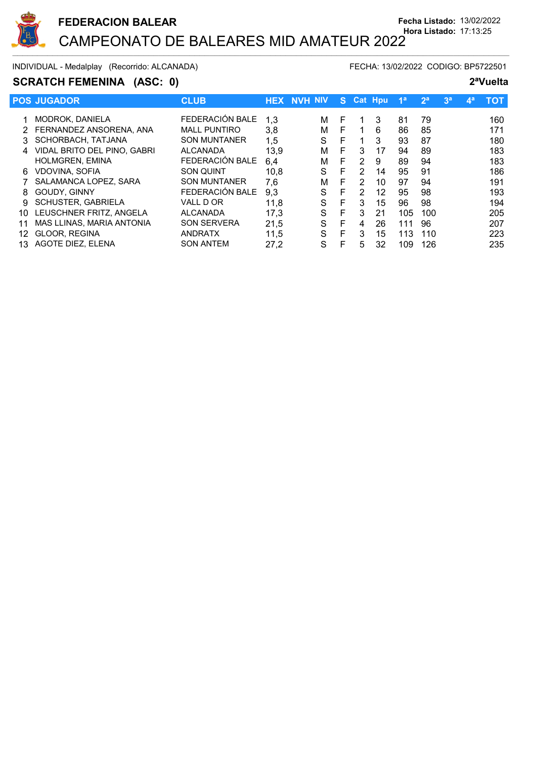**FEDERACION BALEAR**

# CAMPEONATO DE BALEARES MID AMATEUR 2022

**Fecha Listado:** 13/02/2022
**Hora Listado:** 17:13:25

INDIVIDUAL - Medalplay (Recorrido: ALCANADA)

FECHA: 13/02/2022 CODIGO: BP5722501

## SCRATCH FEMENINA (ASC: 0)

**2ªVuelta**

| POS | JUGADOR | CLUB | HEX | NVH | NIV | S | Cat | Hpu | 1ª | 2ª | 3ª | 4ª | TOT |
|---|---|---|---|---|---|---|---|---|---|---|---|---|---|
| 1 | MODROK, DANIELA | FEDERACIÓN BALE | 1,3 | | M | F | 1 | 3 | 81 | 79 | | | 160 |
| 2 | FERNANDEZ ANSORENA, ANA | MALL PUNTIRO | 3,8 | | M | F | 1 | 6 | 86 | 85 | | | 171 |
| 3 | SCHORBACH, TATJANA | SON MUNTANER | 1,5 | | S | F | 1 | 3 | 93 | 87 | | | 180 |
| 4 | VIDAL BRITO DEL PINO, GABRI | ALCANADA | 13,9 | | M | F | 3 | 17 | 94 | 89 | | | 183 |
| | HOLMGREN, EMINA | FEDERACIÓN BALE | 6,4 | | M | F | 2 | 9 | 89 | 94 | | | 183 |
| 6 | VDOVINA, SOFIA | SON QUINT | 10,8 | | S | F | 2 | 14 | 95 | 91 | | | 186 |
| 7 | SALAMANCA LOPEZ, SARA | SON MUNTANER | 7,6 | | M | F | 2 | 10 | 97 | 94 | | | 191 |
| 8 | GOUDY, GINNY | FEDERACIÓN BALE | 9,3 | | S | F | 2 | 12 | 95 | 98 | | | 193 |
| 9 | SCHUSTER, GABRIELA | VALL D OR | 11,8 | | S | F | 3 | 15 | 96 | 98 | | | 194 |
| 10 | LEUSCHNER FRITZ, ANGELA | ALCANADA | 17,3 | | S | F | 3 | 21 | 105 | 100 | | | 205 |
| 11 | MAS LLINAS, MARIA ANTONIA | SON SERVERA | 21,5 | | S | F | 4 | 26 | 111 | 96 | | | 207 |
| 12 | GLOOR, REGINA | ANDRATX | 11,5 | | S | F | 3 | 15 | 113 | 110 | | | 223 |
| 13 | AGOTE DIEZ, ELENA | SON ANTEM | 27,2 | | S | F | 5 | 32 | 109 | 126 | | | 235 |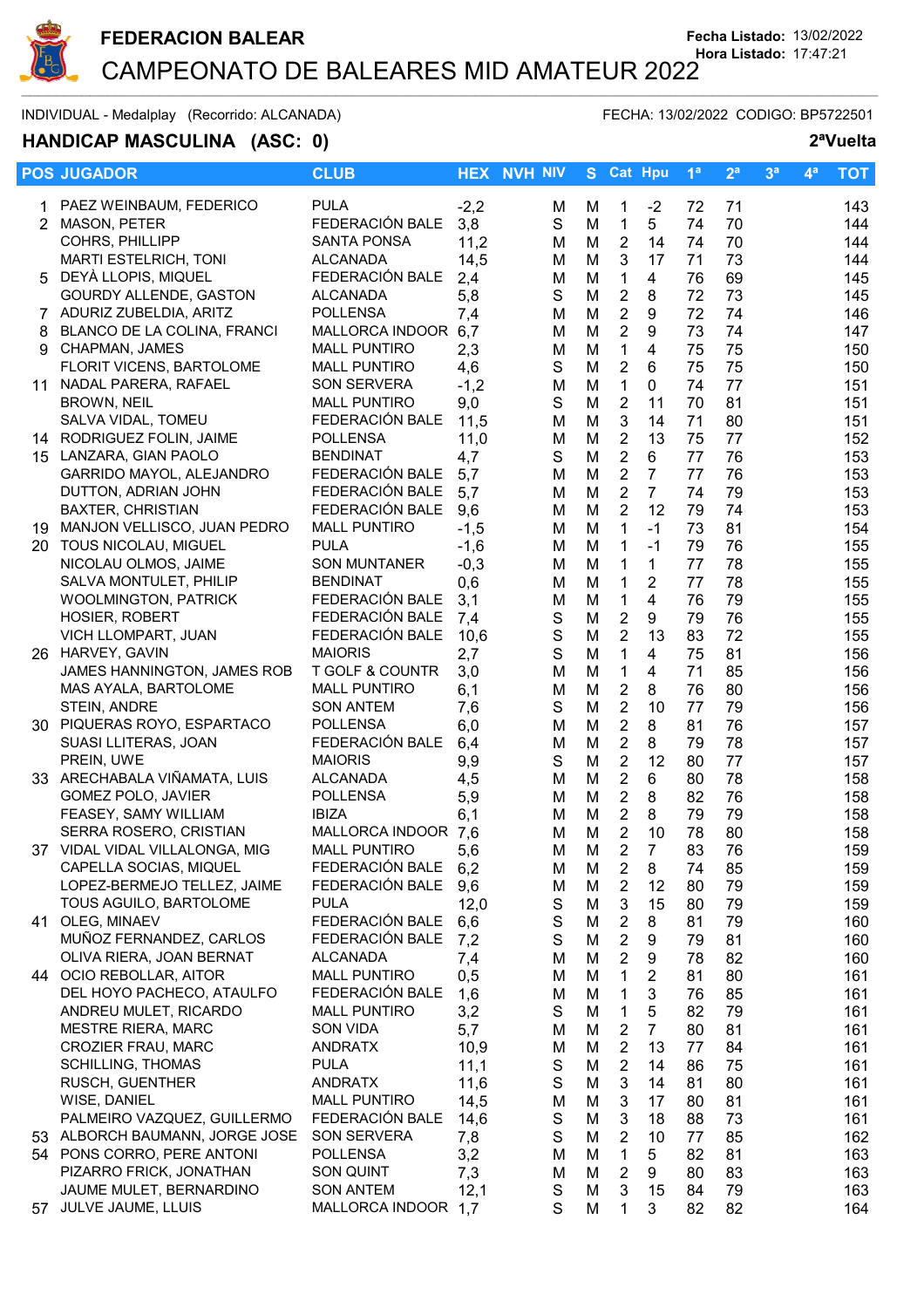**FEDERACION BALEAR**

# CAMPEONATO DE BALEARES MID AMATEUR 2022

Fecha Listado: 13/02/2022
Hora Listado: 17:47:21

INDIVIDUAL - Medalplay (Recorrido: ALCANADA) FECHA: 13/02/2022 CODIGO: BP5722501

## HANDICAP MASCULINA (ASC: 0)

2ªVuelta

| POS | JUGADOR | CLUB | HEX | NVH | NIV | S | Cat | Hpu | 1ª | 2ª | 3ª | 4ª | TOT |
|---|---|---|---|---|---|---|---|---|---|---|---|---|---|
| 1 | PAEZ WEINBAUM, FEDERICO | PULA | -2,2 | | M | M | 1 | -2 | 72 | 71 | | | 143 |
| 2 | MASON, PETER | FEDERACIÓN BALE | 3,8 | | S | M | 1 | 5 | 74 | 70 | | | 144 |
| | COHRS, PHILLIPP | SANTA PONSA | 11,2 | | M | M | 2 | 14 | 74 | 70 | | | 144 |
| | MARTI ESTELRICH, TONI | ALCANADA | 14,5 | | M | M | 3 | 17 | 71 | 73 | | | 144 |
| 5 | DEYÀ LLOPIS, MIQUEL | FEDERACIÓN BALE | 2,4 | | M | M | 1 | 4 | 76 | 69 | | | 145 |
| | GOURDY ALLENDE, GASTON | ALCANADA | 5,8 | | S | M | 2 | 8 | 72 | 73 | | | 145 |
| 7 | ADURIZ ZUBELDIA, ARITZ | POLLENSA | 7,4 | | M | M | 2 | 9 | 72 | 74 | | | 146 |
| 8 | BLANCO DE LA COLINA, FRANCI | MALLORCA INDOOR | 6,7 | | M | M | 2 | 9 | 73 | 74 | | | 147 |
| 9 | CHAPMAN, JAMES | MALL PUNTIRO | 2,3 | | M | M | 1 | 4 | 75 | 75 | | | 150 |
| | FLORIT VICENS, BARTOLOME | MALL PUNTIRO | 4,6 | | S | M | 2 | 6 | 75 | 75 | | | 150 |
| 11 | NADAL PARERA, RAFAEL | SON SERVERA | -1,2 | | M | M | 1 | 0 | 74 | 77 | | | 151 |
| | BROWN, NEIL | MALL PUNTIRO | 9,0 | | S | M | 2 | 11 | 70 | 81 | | | 151 |
| | SALVA VIDAL, TOMEU | FEDERACIÓN BALE | 11,5 | | M | M | 3 | 14 | 71 | 80 | | | 151 |
| 14 | RODRIGUEZ FOLIN, JAIME | POLLENSA | 11,0 | | M | M | 2 | 13 | 75 | 77 | | | 152 |
| 15 | LANZARA, GIAN PAOLO | BENDINAT | 4,7 | | S | M | 2 | 6 | 77 | 76 | | | 153 |
| | GARRIDO MAYOL, ALEJANDRO | FEDERACIÓN BALE | 5,7 | | M | M | 2 | 7 | 77 | 76 | | | 153 |
| | DUTTON, ADRIAN JOHN | FEDERACIÓN BALE | 5,7 | | M | M | 2 | 7 | 74 | 79 | | | 153 |
| | BAXTER, CHRISTIAN | FEDERACIÓN BALE | 9,6 | | M | M | 2 | 12 | 79 | 74 | | | 153 |
| 19 | MANJON VELLISCO, JUAN PEDRO | MALL PUNTIRO | -1,5 | | M | M | 1 | -1 | 73 | 81 | | | 154 |
| 20 | TOUS NICOLAU, MIGUEL | PULA | -1,6 | | M | M | 1 | -1 | 79 | 76 | | | 155 |
| | NICOLAU OLMOS, JAIME | SON MUNTANER | -0,3 | | M | M | 1 | 1 | 77 | 78 | | | 155 |
| | SALVA MONTULET, PHILIP | BENDINAT | 0,6 | | M | M | 1 | 2 | 77 | 78 | | | 155 |
| | WOOLMINGTON, PATRICK | FEDERACIÓN BALE | 3,1 | | M | M | 1 | 4 | 76 | 79 | | | 155 |
| | HOSIER, ROBERT | FEDERACIÓN BALE | 7,4 | | S | M | 2 | 9 | 79 | 76 | | | 155 |
| | VICH LLOMPART, JUAN | FEDERACIÓN BALE | 10,6 | | S | M | 2 | 13 | 83 | 72 | | | 155 |
| 26 | HARVEY, GAVIN | MAIORIS | 2,7 | | S | M | 1 | 4 | 75 | 81 | | | 156 |
| | JAMES HANNINGTON, JAMES ROB | T GOLF & COUNTR | 3,0 | | M | M | 1 | 4 | 71 | 85 | | | 156 |
| | MAS AYALA, BARTOLOME | MALL PUNTIRO | 6,1 | | M | M | 2 | 8 | 76 | 80 | | | 156 |
| | STEIN, ANDRE | SON ANTEM | 7,6 | | S | M | 2 | 10 | 77 | 79 | | | 156 |
| 30 | PIQUERAS ROYO, ESPARTACO | POLLENSA | 6,0 | | M | M | 2 | 8 | 81 | 76 | | | 157 |
| | SUASI LLITERAS, JOAN | FEDERACIÓN BALE | 6,4 | | M | M | 2 | 8 | 79 | 78 | | | 157 |
| | PREIN, UWE | MAIORIS | 9,9 | | S | M | 2 | 12 | 80 | 77 | | | 157 |
| 33 | ARECHABALA VIÑAMATA, LUIS | ALCANADA | 4,5 | | M | M | 2 | 6 | 80 | 78 | | | 158 |
| | GOMEZ POLO, JAVIER | POLLENSA | 5,9 | | M | M | 2 | 8 | 82 | 76 | | | 158 |
| | FEASEY, SAMY WILLIAM | IBIZA | 6,1 | | M | M | 2 | 8 | 79 | 79 | | | 158 |
| | SERRA ROSERO, CRISTIAN | MALLORCA INDOOR | 7,6 | | M | M | 2 | 10 | 78 | 80 | | | 158 |
| 37 | VIDAL VIDAL VILLALONGA, MIG | MALL PUNTIRO | 5,6 | | M | M | 2 | 7 | 83 | 76 | | | 159 |
| | CAPELLA SOCIAS, MIQUEL | FEDERACIÓN BALE | 6,2 | | M | M | 2 | 8 | 74 | 85 | | | 159 |
| | LOPEZ-BERMEJO TELLEZ, JAIME | FEDERACIÓN BALE | 9,6 | | M | M | 2 | 12 | 80 | 79 | | | 159 |
| | TOUS AGUILO, BARTOLOME | PULA | 12,0 | | S | M | 3 | 15 | 80 | 79 | | | 159 |
| 41 | OLEG, MINAEV | FEDERACIÓN BALE | 6,6 | | S | M | 2 | 8 | 81 | 79 | | | 160 |
| | MUÑOZ FERNANDEZ, CARLOS | FEDERACIÓN BALE | 7,2 | | S | M | 2 | 9 | 79 | 81 | | | 160 |
| | OLIVA RIERA, JOAN BERNAT | ALCANADA | 7,4 | | M | M | 2 | 9 | 78 | 82 | | | 160 |
| 44 | OCIO REBOLLAR, AITOR | MALL PUNTIRO | 0,5 | | M | M | 1 | 2 | 81 | 80 | | | 161 |
| | DEL HOYO PACHECO, ATAULFO | FEDERACIÓN BALE | 1,6 | | M | M | 1 | 3 | 76 | 85 | | | 161 |
| | ANDREU MULET, RICARDO | MALL PUNTIRO | 3,2 | | S | M | 1 | 5 | 82 | 79 | | | 161 |
| | MESTRE RIERA, MARC | SON VIDA | 5,7 | | M | M | 2 | 7 | 80 | 81 | | | 161 |
| | CROZIER FRAU, MARC | ANDRATX | 10,9 | | M | M | 2 | 13 | 77 | 84 | | | 161 |
| | SCHILLING, THOMAS | PULA | 11,1 | | S | M | 2 | 14 | 86 | 75 | | | 161 |
| | RUSCH, GUENTHER | ANDRATX | 11,6 | | S | M | 3 | 14 | 81 | 80 | | | 161 |
| | WISE, DANIEL | MALL PUNTIRO | 14,5 | | M | M | 3 | 17 | 80 | 81 | | | 161 |
| | PALMEIRO VAZQUEZ, GUILLERMO | FEDERACIÓN BALE | 14,6 | | S | M | 3 | 18 | 88 | 73 | | | 161 |
| 53 | ALBORCH BAUMANN, JORGE JOSE | SON SERVERA | 7,8 | | S | M | 2 | 10 | 77 | 85 | | | 162 |
| 54 | PONS CORRO, PERE ANTONI | POLLENSA | 3,2 | | M | M | 1 | 5 | 82 | 81 | | | 163 |
| | PIZARRO FRICK, JONATHAN | SON QUINT | 7,3 | | M | M | 2 | 9 | 80 | 83 | | | 163 |
| | JAUME MULET, BERNARDINO | SON ANTEM | 12,1 | | S | M | 3 | 15 | 84 | 79 | | | 163 |
| 57 | JULVE JAUME, LLUIS | MALLORCA INDOOR | 1,7 | | S | M | 1 | 3 | 82 | 82 | | | 164 |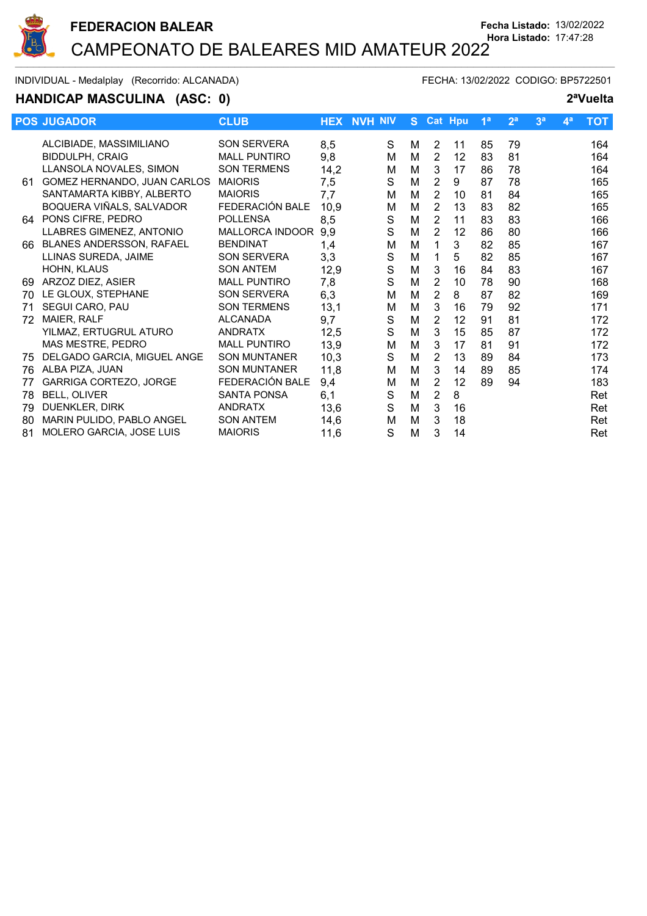**FEDERACION BALEAR**

# CAMPEONATO DE BALEARES MID AMATEUR 2022

Fecha Listado: 13/02/2022
Hora Listado: 17:47:28

INDIVIDUAL - Medalplay (Recorrido: ALCANADA) FECHA: 13/02/2022 CODIGO: BP5722501

## HANDICAP MASCULINA (ASC: 0)

2ªVuelta

| POS | JUGADOR | CLUB | HEX | NVH | NIV | S | Cat | Hpu | 1ª | 2ª | 3ª | 4ª | TOT |
|---|---|---|---|---|---|---|---|---|---|---|---|---|---|
| | ALCIBIADE, MASSIMILIANO | SON SERVERA | 8,5 | | S | M | 2 | 11 | 85 | 79 | | | 164 |
| | BIDDULPH, CRAIG | MALL PUNTIRO | 9,8 | | M | M | 2 | 12 | 83 | 81 | | | 164 |
| | LLANSOLA NOVALES, SIMON | SON TERMENS | 14,2 | | M | M | 3 | 17 | 86 | 78 | | | 164 |
| 61 | GOMEZ HERNANDO, JUAN CARLOS | MAIORIS | 7,5 | | S | M | 2 | 9 | 87 | 78 | | | 165 |
| | SANTAMARTA KIBBY, ALBERTO | MAIORIS | 7,7 | | M | M | 2 | 10 | 81 | 84 | | | 165 |
| | BOQUERA VIÑALS, SALVADOR | FEDERACIÓN BALE | 10,9 | | M | M | 2 | 13 | 83 | 82 | | | 165 |
| 64 | PONS CIFRE, PEDRO | POLLENSA | 8,5 | | S | M | 2 | 11 | 83 | 83 | | | 166 |
| | LLABRES GIMENEZ, ANTONIO | MALLORCA INDOOR | 9,9 | | S | M | 2 | 12 | 86 | 80 | | | 166 |
| 66 | BLANES ANDERSSON, RAFAEL | BENDINAT | 1,4 | | M | M | 1 | 3 | 82 | 85 | | | 167 |
| | LLINAS SUREDA, JAIME | SON SERVERA | 3,3 | | S | M | 1 | 5 | 82 | 85 | | | 167 |
| | HOHN, KLAUS | SON ANTEM | 12,9 | | S | M | 3 | 16 | 84 | 83 | | | 167 |
| 69 | ARZOZ DIEZ, ASIER | MALL PUNTIRO | 7,8 | | S | M | 2 | 10 | 78 | 90 | | | 168 |
| 70 | LE GLOUX, STEPHANE | SON SERVERA | 6,3 | | M | M | 2 | 8 | 87 | 82 | | | 169 |
| 71 | SEGUI CARO, PAU | SON TERMENS | 13,1 | | M | M | 3 | 16 | 79 | 92 | | | 171 |
| 72 | MAIER, RALF | ALCANADA | 9,7 | | S | M | 2 | 12 | 91 | 81 | | | 172 |
| | YILMAZ, ERTUGRUL ATURO | ANDRATX | 12,5 | | S | M | 3 | 15 | 85 | 87 | | | 172 |
| | MAS MESTRE, PEDRO | MALL PUNTIRO | 13,9 | | M | M | 3 | 17 | 81 | 91 | | | 172 |
| 75 | DELGADO GARCIA, MIGUEL ANGE | SON MUNTANER | 10,3 | | S | M | 2 | 13 | 89 | 84 | | | 173 |
| 76 | ALBA PIZA, JUAN | SON MUNTANER | 11,8 | | M | M | 3 | 14 | 89 | 85 | | | 174 |
| 77 | GARRIGA CORTEZO, JORGE | FEDERACIÓN BALE | 9,4 | | M | M | 2 | 12 | 89 | 94 | | | 183 |
| 78 | BELL, OLIVER | SANTA PONSA | 6,1 | | S | M | 2 | 8 | | | | | Ret |
| 79 | DUENKLER, DIRK | ANDRATX | 13,6 | | S | M | 3 | 16 | | | | | Ret |
| 80 | MARIN PULIDO, PABLO ANGEL | SON ANTEM | 14,6 | | M | M | 3 | 18 | | | | | Ret |
| 81 | MOLERO GARCIA, JOSE LUIS | MAIORIS | 11,6 | | S | M | 3 | 14 | | | | | Ret |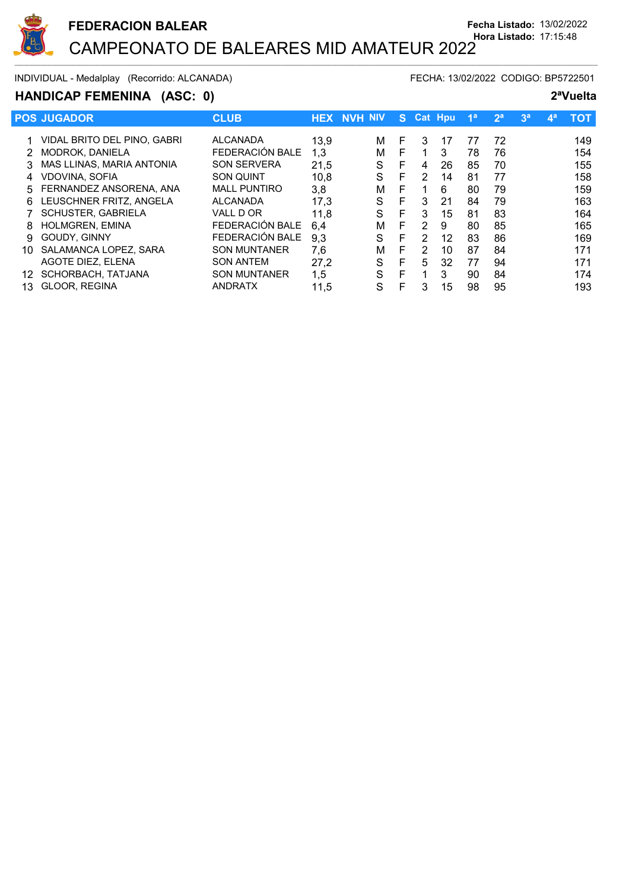**FEDERACION BALEAR**

# CAMPEONATO DE BALEARES MID AMATEUR 2022

**Fecha Listado:** 13/02/2022
**Hora Listado:** 17:15:48

INDIVIDUAL - Medalplay (Recorrido: ALCANADA) FECHA: 13/02/2022 CODIGO: BP5722501

## HANDICAP FEMENINA (ASC: 0)

**2ªVuelta**

| POS | JUGADOR | CLUB | HEX | NVH | NIV | S | Cat | Hpu | 1ª | 2ª | 3ª | 4ª | TOT |
|---|---|---|---|---|---|---|---|---|---|---|---|---|---|
| 1 | VIDAL BRITO DEL PINO, GABRI | ALCANADA | 13,9 | | M | F | 3 | 17 | 77 | 72 | | | 149 |
| 2 | MODROK, DANIELA | FEDERACIÓN BALE | 1,3 | | M | F | 1 | 3 | 78 | 76 | | | 154 |
| 3 | MAS LLINAS, MARIA ANTONIA | SON SERVERA | 21,5 | | S | F | 4 | 26 | 85 | 70 | | | 155 |
| 4 | VDOVINA, SOFIA | SON QUINT | 10,8 | | S | F | 2 | 14 | 81 | 77 | | | 158 |
| 5 | FERNANDEZ ANSORENA, ANA | MALL PUNTIRO | 3,8 | | M | F | 1 | 6 | 80 | 79 | | | 159 |
| 6 | LEUSCHNER FRITZ, ANGELA | ALCANADA | 17,3 | | S | F | 3 | 21 | 84 | 79 | | | 163 |
| 7 | SCHUSTER, GABRIELA | VALL D OR | 11,8 | | S | F | 3 | 15 | 81 | 83 | | | 164 |
| 8 | HOLMGREN, EMINA | FEDERACIÓN BALE | 6,4 | | M | F | 2 | 9 | 80 | 85 | | | 165 |
| 9 | GOUDY, GINNY | FEDERACIÓN BALE | 9,3 | | S | F | 2 | 12 | 83 | 86 | | | 169 |
| 10 | SALAMANCA LOPEZ, SARA | SON MUNTANER | 7,6 | | M | F | 2 | 10 | 87 | 84 | | | 171 |
| | AGOTE DIEZ, ELENA | SON ANTEM | 27,2 | | S | F | 5 | 32 | 77 | 94 | | | 171 |
| 12 | SCHORBACH, TATJANA | SON MUNTANER | 1,5 | | S | F | 1 | 3 | 90 | 84 | | | 174 |
| 13 | GLOOR, REGINA | ANDRATX | 11,5 | | S | F | 3 | 15 | 98 | 95 | | | 193 |